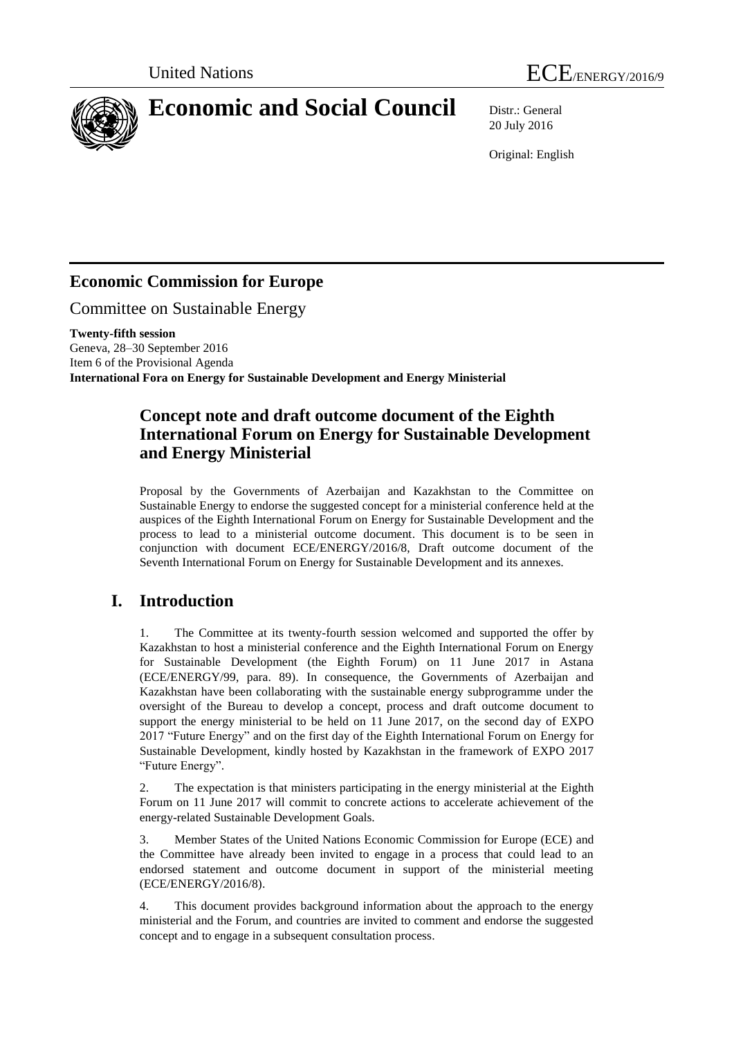United Nations

ECE/ENERGY/2016/9

# Economic and Social Council

Distr.: General
20 July 2016

Original: English

## Economic Commission for Europe

Committee on Sustainable Energy

**Twenty-fifth session**
Geneva, 28–30 September 2016
Item 6 of the Provisional Agenda
**International Fora on Energy for Sustainable Development and Energy Ministerial**

## Concept note and draft outcome document of the Eighth International Forum on Energy for Sustainable Development and Energy Ministerial

Proposal by the Governments of Azerbaijan and Kazakhstan to the Committee on Sustainable Energy to endorse the suggested concept for a ministerial conference held at the auspices of the Eighth International Forum on Energy for Sustainable Development and the process to lead to a ministerial outcome document. This document is to be seen in conjunction with document ECE/ENERGY/2016/8, Draft outcome document of the Seventh International Forum on Energy for Sustainable Development and its annexes.

## I. Introduction

1. The Committee at its twenty-fourth session welcomed and supported the offer by Kazakhstan to host a ministerial conference and the Eighth International Forum on Energy for Sustainable Development (the Eighth Forum) on 11 June 2017 in Astana (ECE/ENERGY/99, para. 89). In consequence, the Governments of Azerbaijan and Kazakhstan have been collaborating with the sustainable energy subprogramme under the oversight of the Bureau to develop a concept, process and draft outcome document to support the energy ministerial to be held on 11 June 2017, on the second day of EXPO 2017 "Future Energy" and on the first day of the Eighth International Forum on Energy for Sustainable Development, kindly hosted by Kazakhstan in the framework of EXPO 2017 "Future Energy".

2. The expectation is that ministers participating in the energy ministerial at the Eighth Forum on 11 June 2017 will commit to concrete actions to accelerate achievement of the energy-related Sustainable Development Goals.

3. Member States of the United Nations Economic Commission for Europe (ECE) and the Committee have already been invited to engage in a process that could lead to an endorsed statement and outcome document in support of the ministerial meeting (ECE/ENERGY/2016/8).

4. This document provides background information about the approach to the energy ministerial and the Forum, and countries are invited to comment and endorse the suggested concept and to engage in a subsequent consultation process.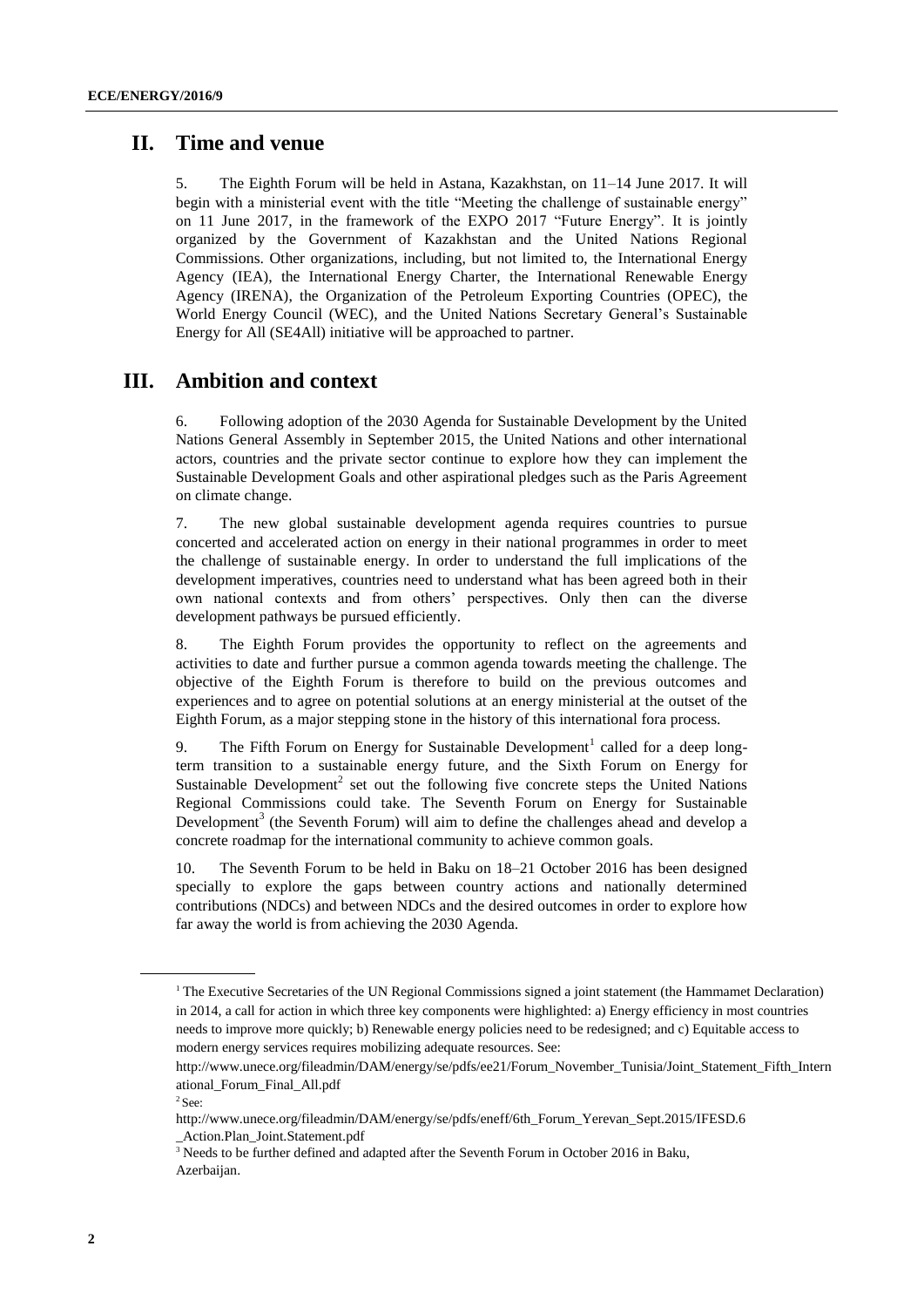## II. Time and venue

5. The Eighth Forum will be held in Astana, Kazakhstan, on 11–14 June 2017. It will begin with a ministerial event with the title "Meeting the challenge of sustainable energy" on 11 June 2017, in the framework of the EXPO 2017 "Future Energy". It is jointly organized by the Government of Kazakhstan and the United Nations Regional Commissions. Other organizations, including, but not limited to, the International Energy Agency (IEA), the International Energy Charter, the International Renewable Energy Agency (IRENA), the Organization of the Petroleum Exporting Countries (OPEC), the World Energy Council (WEC), and the United Nations Secretary General's Sustainable Energy for All (SE4All) initiative will be approached to partner.

## III. Ambition and context

6. Following adoption of the 2030 Agenda for Sustainable Development by the United Nations General Assembly in September 2015, the United Nations and other international actors, countries and the private sector continue to explore how they can implement the Sustainable Development Goals and other aspirational pledges such as the Paris Agreement on climate change.

7. The new global sustainable development agenda requires countries to pursue concerted and accelerated action on energy in their national programmes in order to meet the challenge of sustainable energy. In order to understand the full implications of the development imperatives, countries need to understand what has been agreed both in their own national contexts and from others' perspectives. Only then can the diverse development pathways be pursued efficiently.

8. The Eighth Forum provides the opportunity to reflect on the agreements and activities to date and further pursue a common agenda towards meeting the challenge. The objective of the Eighth Forum is therefore to build on the previous outcomes and experiences and to agree on potential solutions at an energy ministerial at the outset of the Eighth Forum, as a major stepping stone in the history of this international fora process.

9. The Fifth Forum on Energy for Sustainable Development[1] called for a deep long-term transition to a sustainable energy future, and the Sixth Forum on Energy for Sustainable Development[2] set out the following five concrete steps the United Nations Regional Commissions could take. The Seventh Forum on Energy for Sustainable Development[3] (the Seventh Forum) will aim to define the challenges ahead and develop a concrete roadmap for the international community to achieve common goals.

10. The Seventh Forum to be held in Baku on 18–21 October 2016 has been designed specially to explore the gaps between country actions and nationally determined contributions (NDCs) and between NDCs and the desired outcomes in order to explore how far away the world is from achieving the 2030 Agenda.

---

[1] The Executive Secretaries of the UN Regional Commissions signed a joint statement (the Hammamet Declaration) in 2014, a call for action in which three key components were highlighted: a) Energy efficiency in most countries needs to improve more quickly; b) Renewable energy policies need to be redesigned; and c) Equitable access to modern energy services requires mobilizing adequate resources. See: http://www.unece.org/fileadmin/DAM/energy/se/pdfs/ee21/Forum_November_Tunisia/Joint_Statement_Fifth_International_Forum_Final_All.pdf

[2] See: http://www.unece.org/fileadmin/DAM/energy/se/pdfs/eneff/6th_Forum_Yerevan_Sept.2015/IFESD.6_Action.Plan_Joint.Statement.pdf

[3] Needs to be further defined and adapted after the Seventh Forum in October 2016 in Baku, Azerbaijan.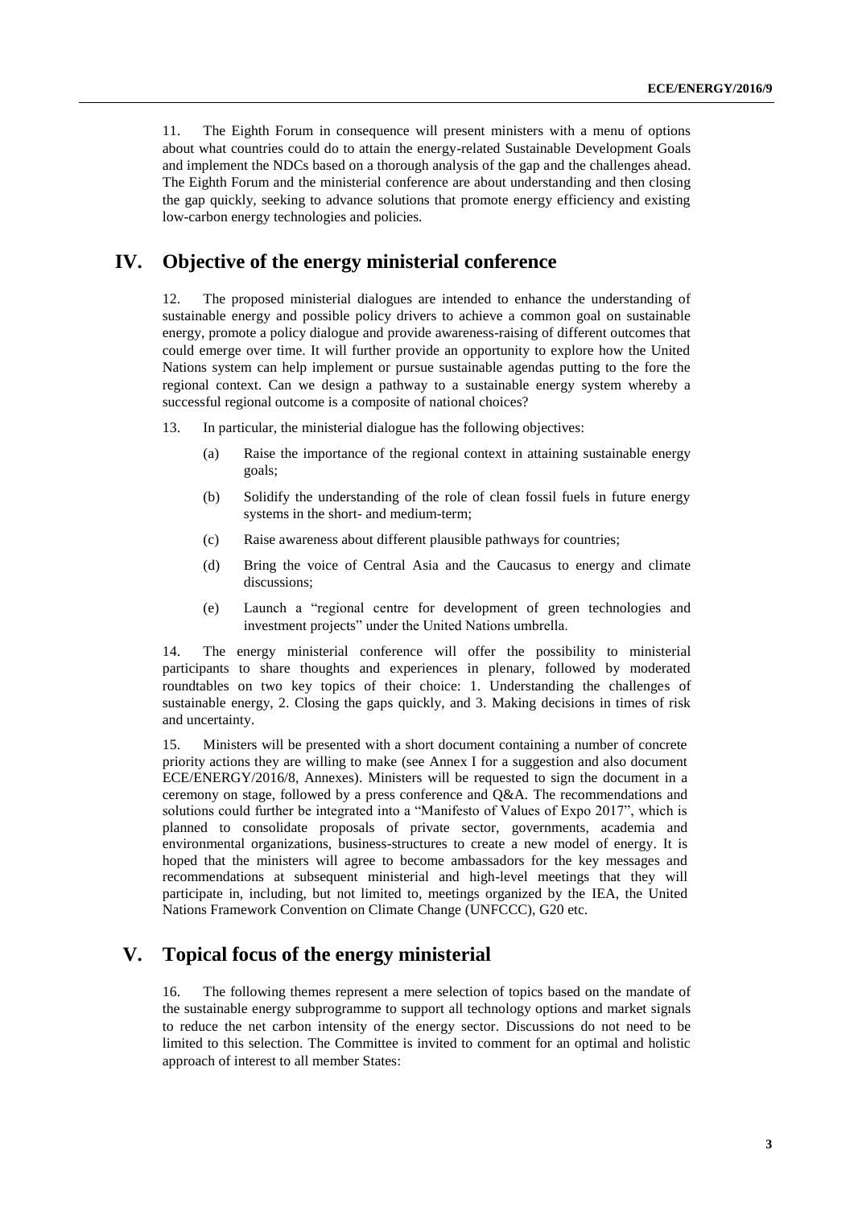11. The Eighth Forum in consequence will present ministers with a menu of options about what countries could do to attain the energy-related Sustainable Development Goals and implement the NDCs based on a thorough analysis of the gap and the challenges ahead. The Eighth Forum and the ministerial conference are about understanding and then closing the gap quickly, seeking to advance solutions that promote energy efficiency and existing low-carbon energy technologies and policies.

## IV. Objective of the energy ministerial conference

12. The proposed ministerial dialogues are intended to enhance the understanding of sustainable energy and possible policy drivers to achieve a common goal on sustainable energy, promote a policy dialogue and provide awareness-raising of different outcomes that could emerge over time. It will further provide an opportunity to explore how the United Nations system can help implement or pursue sustainable agendas putting to the fore the regional context. Can we design a pathway to a sustainable energy system whereby a successful regional outcome is a composite of national choices?

13. In particular, the ministerial dialogue has the following objectives:

(a) Raise the importance of the regional context in attaining sustainable energy goals;

(b) Solidify the understanding of the role of clean fossil fuels in future energy systems in the short- and medium-term;

(c) Raise awareness about different plausible pathways for countries;

(d) Bring the voice of Central Asia and the Caucasus to energy and climate discussions;

(e) Launch a "regional centre for development of green technologies and investment projects" under the United Nations umbrella.

14. The energy ministerial conference will offer the possibility to ministerial participants to share thoughts and experiences in plenary, followed by moderated roundtables on two key topics of their choice: 1. Understanding the challenges of sustainable energy, 2. Closing the gaps quickly, and 3. Making decisions in times of risk and uncertainty.

15. Ministers will be presented with a short document containing a number of concrete priority actions they are willing to make (see Annex I for a suggestion and also document ECE/ENERGY/2016/8, Annexes). Ministers will be requested to sign the document in a ceremony on stage, followed by a press conference and Q&A. The recommendations and solutions could further be integrated into a "Manifesto of Values of Expo 2017", which is planned to consolidate proposals of private sector, governments, academia and environmental organizations, business-structures to create a new model of energy. It is hoped that the ministers will agree to become ambassadors for the key messages and recommendations at subsequent ministerial and high-level meetings that they will participate in, including, but not limited to, meetings organized by the IEA, the United Nations Framework Convention on Climate Change (UNFCCC), G20 etc.

## V. Topical focus of the energy ministerial

16. The following themes represent a mere selection of topics based on the mandate of the sustainable energy subprogramme to support all technology options and market signals to reduce the net carbon intensity of the energy sector. Discussions do not need to be limited to this selection. The Committee is invited to comment for an optimal and holistic approach of interest to all member States: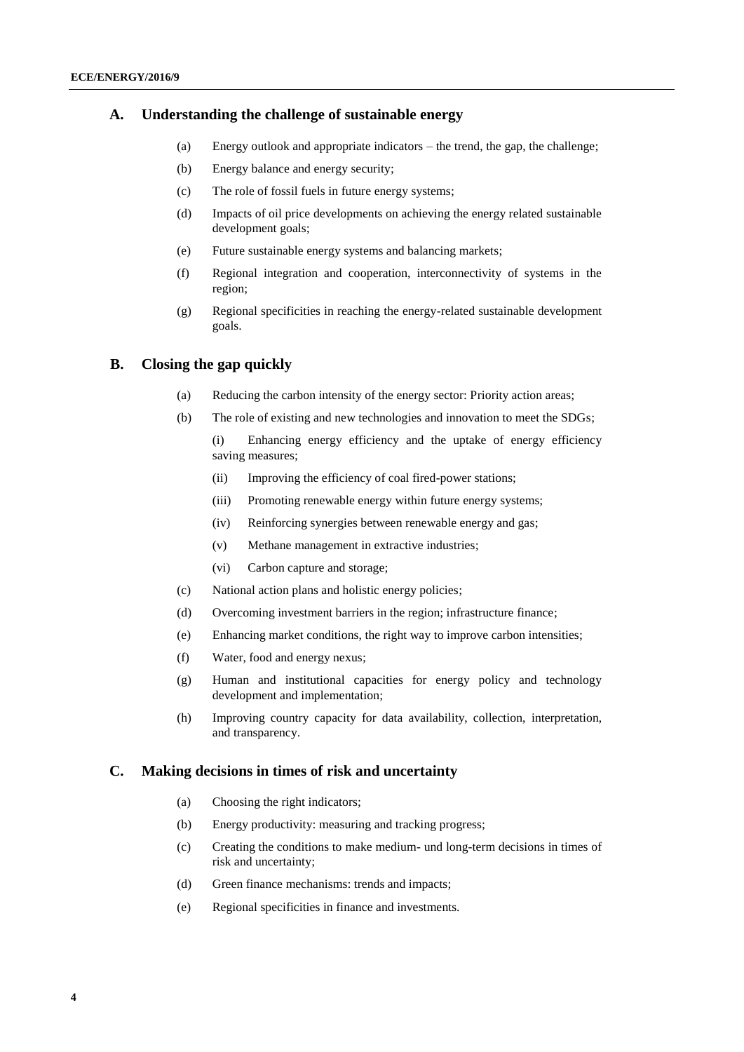## A. Understanding the challenge of sustainable energy

(a) Energy outlook and appropriate indicators – the trend, the gap, the challenge;

(b) Energy balance and energy security;

(c) The role of fossil fuels in future energy systems;

(d) Impacts of oil price developments on achieving the energy related sustainable development goals;

(e) Future sustainable energy systems and balancing markets;

(f) Regional integration and cooperation, interconnectivity of systems in the region;

(g) Regional specificities in reaching the energy-related sustainable development goals.

## B. Closing the gap quickly

(a) Reducing the carbon intensity of the energy sector: Priority action areas;

(b) The role of existing and new technologies and innovation to meet the SDGs;

(i) Enhancing energy efficiency and the uptake of energy efficiency saving measures;

(ii) Improving the efficiency of coal fired-power stations;

(iii) Promoting renewable energy within future energy systems;

(iv) Reinforcing synergies between renewable energy and gas;

(v) Methane management in extractive industries;

(vi) Carbon capture and storage;

(c) National action plans and holistic energy policies;

(d) Overcoming investment barriers in the region; infrastructure finance;

(e) Enhancing market conditions, the right way to improve carbon intensities;

(f) Water, food and energy nexus;

(g) Human and institutional capacities for energy policy and technology development and implementation;

(h) Improving country capacity for data availability, collection, interpretation, and transparency.

## C. Making decisions in times of risk and uncertainty

(a) Choosing the right indicators;

(b) Energy productivity: measuring and tracking progress;

(c) Creating the conditions to make medium- und long-term decisions in times of risk and uncertainty;

(d) Green finance mechanisms: trends and impacts;

(e) Regional specificities in finance and investments.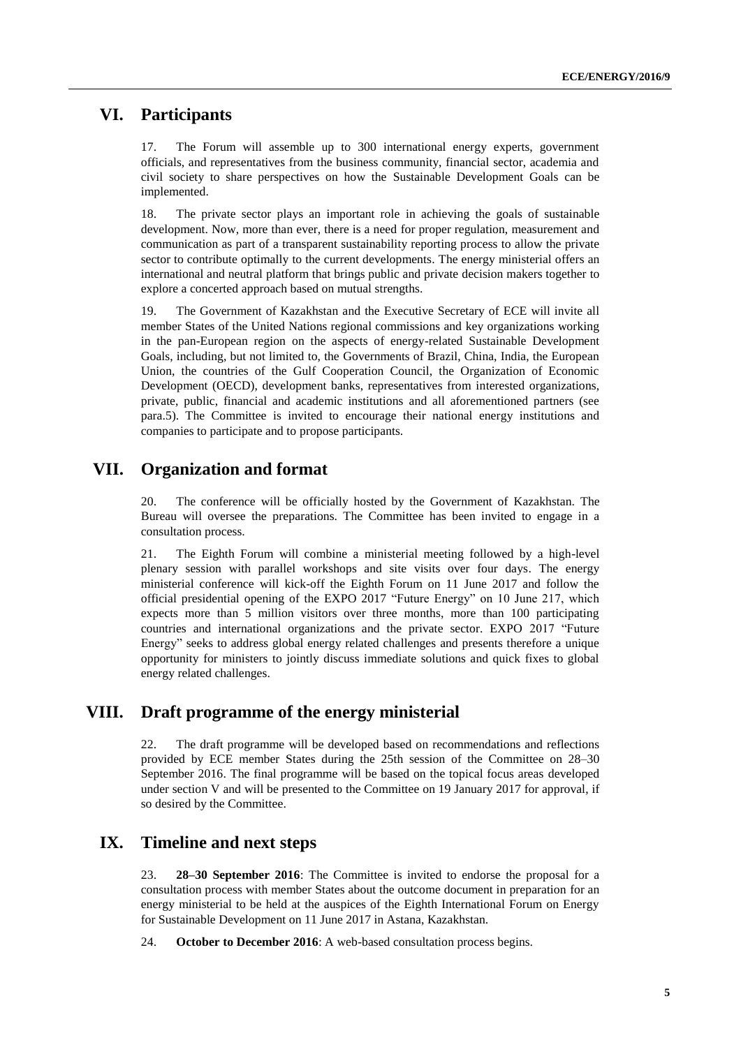## VI. Participants

17. The Forum will assemble up to 300 international energy experts, government officials, and representatives from the business community, financial sector, academia and civil society to share perspectives on how the Sustainable Development Goals can be implemented.

18. The private sector plays an important role in achieving the goals of sustainable development. Now, more than ever, there is a need for proper regulation, measurement and communication as part of a transparent sustainability reporting process to allow the private sector to contribute optimally to the current developments. The energy ministerial offers an international and neutral platform that brings public and private decision makers together to explore a concerted approach based on mutual strengths.

19. The Government of Kazakhstan and the Executive Secretary of ECE will invite all member States of the United Nations regional commissions and key organizations working in the pan-European region on the aspects of energy-related Sustainable Development Goals, including, but not limited to, the Governments of Brazil, China, India, the European Union, the countries of the Gulf Cooperation Council, the Organization of Economic Development (OECD), development banks, representatives from interested organizations, private, public, financial and academic institutions and all aforementioned partners (see para.5). The Committee is invited to encourage their national energy institutions and companies to participate and to propose participants.

## VII. Organization and format

20. The conference will be officially hosted by the Government of Kazakhstan. The Bureau will oversee the preparations. The Committee has been invited to engage in a consultation process.

21. The Eighth Forum will combine a ministerial meeting followed by a high-level plenary session with parallel workshops and site visits over four days. The energy ministerial conference will kick-off the Eighth Forum on 11 June 2017 and follow the official presidential opening of the EXPO 2017 "Future Energy" on 10 June 217, which expects more than 5 million visitors over three months, more than 100 participating countries and international organizations and the private sector. EXPO 2017 "Future Energy" seeks to address global energy related challenges and presents therefore a unique opportunity for ministers to jointly discuss immediate solutions and quick fixes to global energy related challenges.

## VIII. Draft programme of the energy ministerial

22. The draft programme will be developed based on recommendations and reflections provided by ECE member States during the 25th session of the Committee on 28–30 September 2016. The final programme will be based on the topical focus areas developed under section V and will be presented to the Committee on 19 January 2017 for approval, if so desired by the Committee.

## IX. Timeline and next steps

23. **28–30 September 2016**: The Committee is invited to endorse the proposal for a consultation process with member States about the outcome document in preparation for an energy ministerial to be held at the auspices of the Eighth International Forum on Energy for Sustainable Development on 11 June 2017 in Astana, Kazakhstan.

24. **October to December 2016**: A web-based consultation process begins.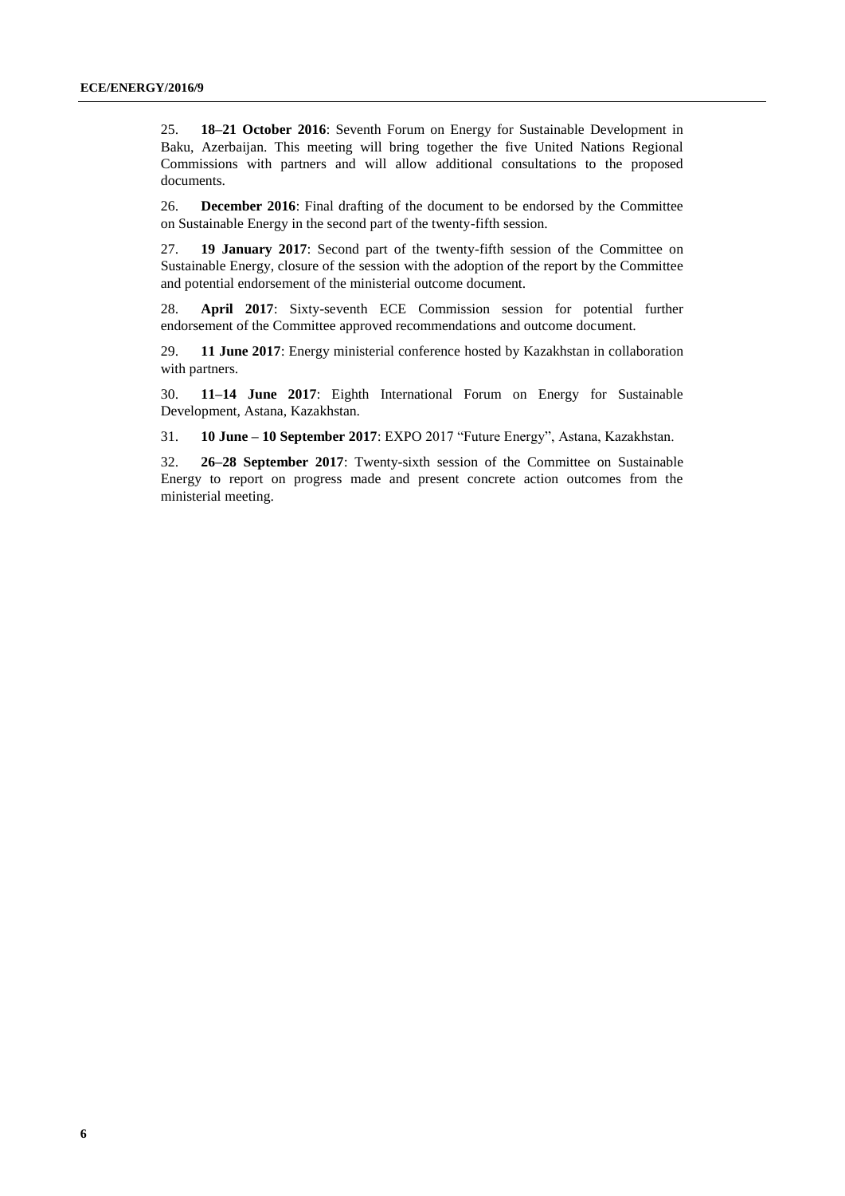25. **18–21 October 2016**: Seventh Forum on Energy for Sustainable Development in Baku, Azerbaijan. This meeting will bring together the five United Nations Regional Commissions with partners and will allow additional consultations to the proposed documents.

26. **December 2016**: Final drafting of the document to be endorsed by the Committee on Sustainable Energy in the second part of the twenty-fifth session.

27. **19 January 2017**: Second part of the twenty-fifth session of the Committee on Sustainable Energy, closure of the session with the adoption of the report by the Committee and potential endorsement of the ministerial outcome document.

28. **April 2017**: Sixty-seventh ECE Commission session for potential further endorsement of the Committee approved recommendations and outcome document.

29. **11 June 2017**: Energy ministerial conference hosted by Kazakhstan in collaboration with partners.

30. **11–14 June 2017**: Eighth International Forum on Energy for Sustainable Development, Astana, Kazakhstan.

31. **10 June – 10 September 2017**: EXPO 2017 "Future Energy", Astana, Kazakhstan.

32. **26–28 September 2017**: Twenty-sixth session of the Committee on Sustainable Energy to report on progress made and present concrete action outcomes from the ministerial meeting.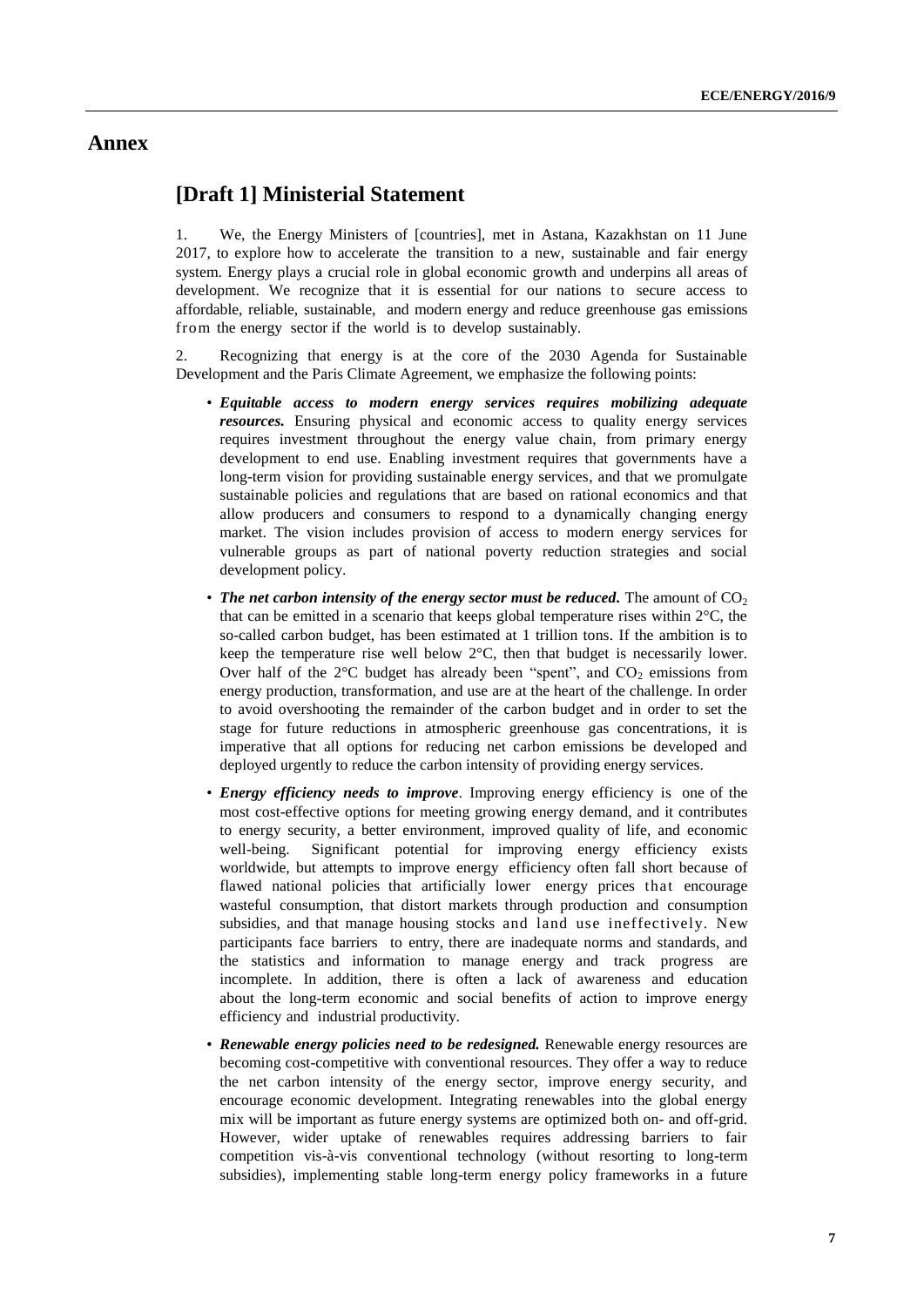# Annex

## [Draft 1] Ministerial Statement

1. We, the Energy Ministers of [countries], met in Astana, Kazakhstan on 11 June 2017, to explore how to accelerate the transition to a new, sustainable and fair energy system. Energy plays a crucial role in global economic growth and underpins all areas of development. We recognize that it is essential for our nations to secure access to affordable, reliable, sustainable, and modern energy and reduce greenhouse gas emissions from the energy sector if the world is to develop sustainably.

2. Recognizing that energy is at the core of the 2030 Agenda for Sustainable Development and the Paris Climate Agreement, we emphasize the following points:

- ***Equitable access to modern energy services requires mobilizing adequate resources.*** Ensuring physical and economic access to quality energy services requires investment throughout the energy value chain, from primary energy development to end use. Enabling investment requires that governments have a long-term vision for providing sustainable energy services, and that we promulgate sustainable policies and regulations that are based on rational economics and that allow producers and consumers to respond to a dynamically changing energy market. The vision includes provision of access to modern energy services for vulnerable groups as part of national poverty reduction strategies and social development policy.
- ***The net carbon intensity of the energy sector must be reduced***. The amount of $CO_2$ that can be emitted in a scenario that keeps global temperature rises within 2°C, the so-called carbon budget, has been estimated at 1 trillion tons. If the ambition is to keep the temperature rise well below 2°C, then that budget is necessarily lower. Over half of the 2°C budget has already been "spent", and $CO_2$ emissions from energy production, transformation, and use are at the heart of the challenge. In order to avoid overshooting the remainder of the carbon budget and in order to set the stage for future reductions in atmospheric greenhouse gas concentrations, it is imperative that all options for reducing net carbon emissions be developed and deployed urgently to reduce the carbon intensity of providing energy services.
- ***Energy efficiency needs to improve***. Improving energy efficiency is one of the most cost-effective options for meeting growing energy demand, and it contributes to energy security, a better environment, improved quality of life, and economic well-being. Significant potential for improving energy efficiency exists worldwide, but attempts to improve energy efficiency often fall short because of flawed national policies that artificially lower energy prices that encourage wasteful consumption, that distort markets through production and consumption subsidies, and that manage housing stocks and land use ineffectively. New participants face barriers to entry, there are inadequate norms and standards, and the statistics and information to manage energy and track progress are incomplete. In addition, there is often a lack of awareness and education about the long-term economic and social benefits of action to improve energy efficiency and industrial productivity.
- ***Renewable energy policies need to be redesigned.*** Renewable energy resources are becoming cost-competitive with conventional resources. They offer a way to reduce the net carbon intensity of the energy sector, improve energy security, and encourage economic development. Integrating renewables into the global energy mix will be important as future energy systems are optimized both on- and off-grid. However, wider uptake of renewables requires addressing barriers to fair competition vis-à-vis conventional technology (without resorting to long-term subsidies), implementing stable long-term energy policy frameworks in a future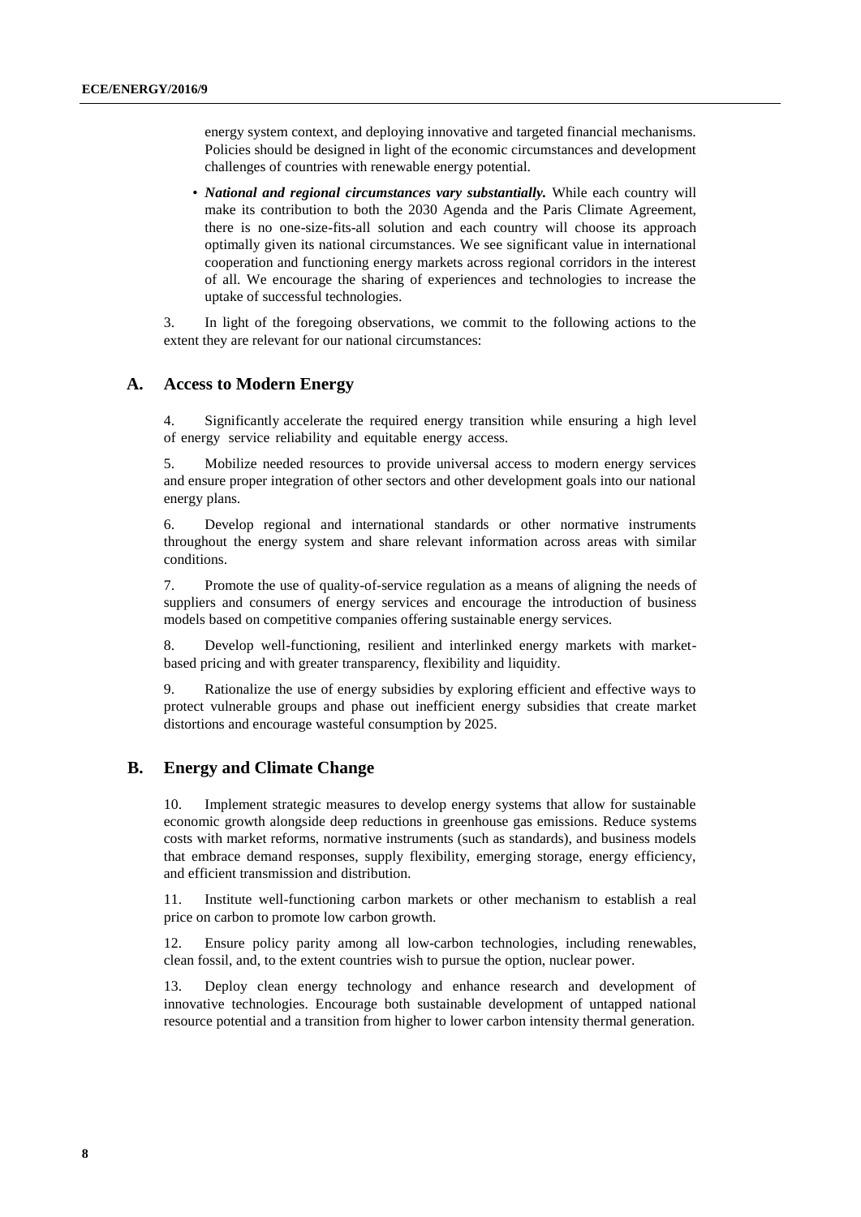energy system context, and deploying innovative and targeted financial mechanisms. Policies should be designed in light of the economic circumstances and development challenges of countries with renewable energy potential.

- ***National and regional circumstances vary substantially.*** While each country will make its contribution to both the 2030 Agenda and the Paris Climate Agreement, there is no one-size-fits-all solution and each country will choose its approach optimally given its national circumstances. We see significant value in international cooperation and functioning energy markets across regional corridors in the interest of all. We encourage the sharing of experiences and technologies to increase the uptake of successful technologies.

3. In light of the foregoing observations, we commit to the following actions to the extent they are relevant for our national circumstances:

## A. Access to Modern Energy

4. Significantly accelerate the required energy transition while ensuring a high level of energy service reliability and equitable energy access.

5. Mobilize needed resources to provide universal access to modern energy services and ensure proper integration of other sectors and other development goals into our national energy plans.

6. Develop regional and international standards or other normative instruments throughout the energy system and share relevant information across areas with similar conditions.

7. Promote the use of quality-of-service regulation as a means of aligning the needs of suppliers and consumers of energy services and encourage the introduction of business models based on competitive companies offering sustainable energy services.

8. Develop well-functioning, resilient and interlinked energy markets with market-based pricing and with greater transparency, flexibility and liquidity.

9. Rationalize the use of energy subsidies by exploring efficient and effective ways to protect vulnerable groups and phase out inefficient energy subsidies that create market distortions and encourage wasteful consumption by 2025.

## B. Energy and Climate Change

10. Implement strategic measures to develop energy systems that allow for sustainable economic growth alongside deep reductions in greenhouse gas emissions. Reduce systems costs with market reforms, normative instruments (such as standards), and business models that embrace demand responses, supply flexibility, emerging storage, energy efficiency, and efficient transmission and distribution.

11. Institute well-functioning carbon markets or other mechanism to establish a real price on carbon to promote low carbon growth.

12. Ensure policy parity among all low-carbon technologies, including renewables, clean fossil, and, to the extent countries wish to pursue the option, nuclear power.

13. Deploy clean energy technology and enhance research and development of innovative technologies. Encourage both sustainable development of untapped national resource potential and a transition from higher to lower carbon intensity thermal generation.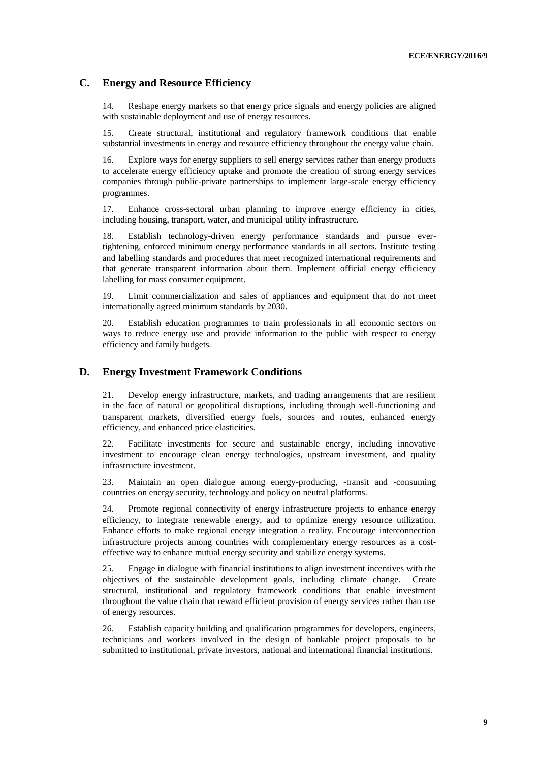## C. Energy and Resource Efficiency

14. Reshape energy markets so that energy price signals and energy policies are aligned with sustainable deployment and use of energy resources.

15. Create structural, institutional and regulatory framework conditions that enable substantial investments in energy and resource efficiency throughout the energy value chain.

16. Explore ways for energy suppliers to sell energy services rather than energy products to accelerate energy efficiency uptake and promote the creation of strong energy services companies through public-private partnerships to implement large-scale energy efficiency programmes.

17. Enhance cross-sectoral urban planning to improve energy efficiency in cities, including housing, transport, water, and municipal utility infrastructure.

18. Establish technology-driven energy performance standards and pursue ever-tightening, enforced minimum energy performance standards in all sectors. Institute testing and labelling standards and procedures that meet recognized international requirements and that generate transparent information about them. Implement official energy efficiency labelling for mass consumer equipment.

19. Limit commercialization and sales of appliances and equipment that do not meet internationally agreed minimum standards by 2030.

20. Establish education programmes to train professionals in all economic sectors on ways to reduce energy use and provide information to the public with respect to energy efficiency and family budgets.

## D. Energy Investment Framework Conditions

21. Develop energy infrastructure, markets, and trading arrangements that are resilient in the face of natural or geopolitical disruptions, including through well-functioning and transparent markets, diversified energy fuels, sources and routes, enhanced energy efficiency, and enhanced price elasticities.

22. Facilitate investments for secure and sustainable energy, including innovative investment to encourage clean energy technologies, upstream investment, and quality infrastructure investment.

23. Maintain an open dialogue among energy-producing, -transit and -consuming countries on energy security, technology and policy on neutral platforms.

24. Promote regional connectivity of energy infrastructure projects to enhance energy efficiency, to integrate renewable energy, and to optimize energy resource utilization. Enhance efforts to make regional energy integration a reality. Encourage interconnection infrastructure projects among countries with complementary energy resources as a cost-effective way to enhance mutual energy security and stabilize energy systems.

25. Engage in dialogue with financial institutions to align investment incentives with the objectives of the sustainable development goals, including climate change. Create structural, institutional and regulatory framework conditions that enable investment throughout the value chain that reward efficient provision of energy services rather than use of energy resources.

26. Establish capacity building and qualification programmes for developers, engineers, technicians and workers involved in the design of bankable project proposals to be submitted to institutional, private investors, national and international financial institutions.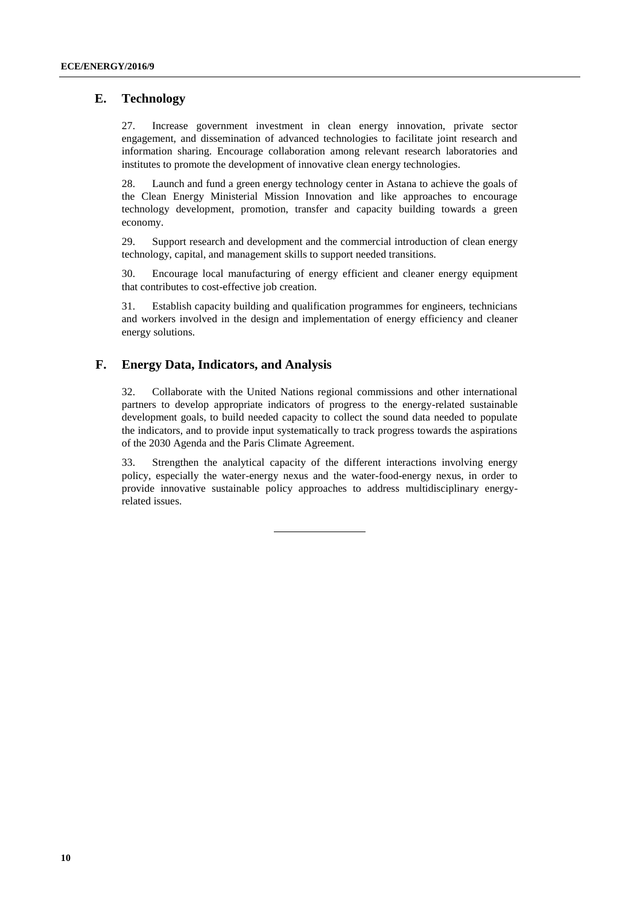## E. Technology

27. Increase government investment in clean energy innovation, private sector engagement, and dissemination of advanced technologies to facilitate joint research and information sharing. Encourage collaboration among relevant research laboratories and institutes to promote the development of innovative clean energy technologies.

28. Launch and fund a green energy technology center in Astana to achieve the goals of the Clean Energy Ministerial Mission Innovation and like approaches to encourage technology development, promotion, transfer and capacity building towards a green economy.

29. Support research and development and the commercial introduction of clean energy technology, capital, and management skills to support needed transitions.

30. Encourage local manufacturing of energy efficient and cleaner energy equipment that contributes to cost-effective job creation.

31. Establish capacity building and qualification programmes for engineers, technicians and workers involved in the design and implementation of energy efficiency and cleaner energy solutions.

## F. Energy Data, Indicators, and Analysis

32. Collaborate with the United Nations regional commissions and other international partners to develop appropriate indicators of progress to the energy-related sustainable development goals, to build needed capacity to collect the sound data needed to populate the indicators, and to provide input systematically to track progress towards the aspirations of the 2030 Agenda and the Paris Climate Agreement.

33. Strengthen the analytical capacity of the different interactions involving energy policy, especially the water-energy nexus and the water-food-energy nexus, in order to provide innovative sustainable policy approaches to address multidisciplinary energy-related issues.